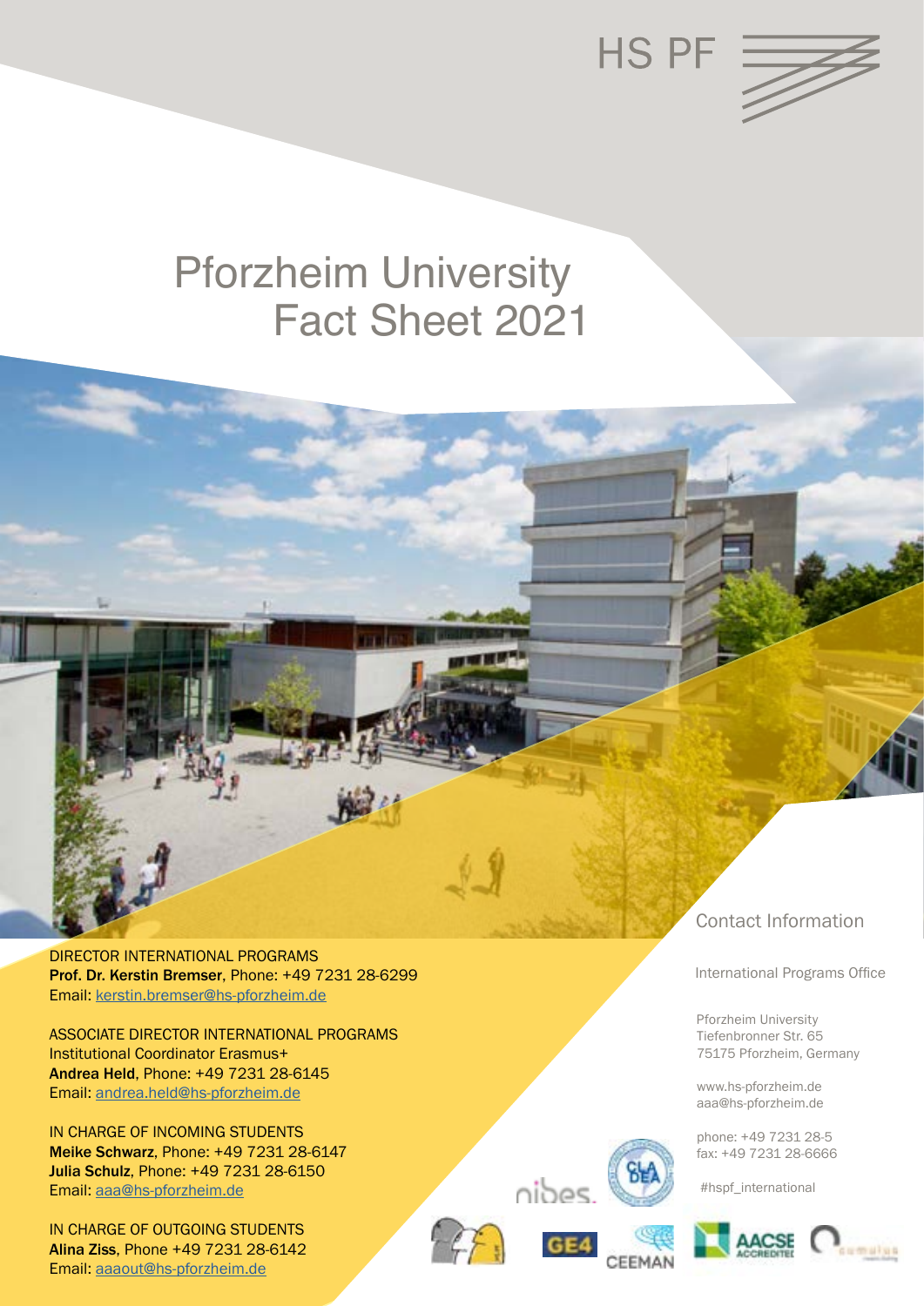HS PF

# Pforzheim University Fact Sheet 2021

DIRECTOR INTERNATIONAL PROGRAMS
**Prof. Dr. Kerstin Bremser**, Phone: +49 7231 28-6299
Email: kerstin.bremser@hs-pforzheim.de

ASSOCIATE DIRECTOR INTERNATIONAL PROGRAMS
Institutional Coordinator Erasmus+
**Andrea Held**, Phone: +49 7231 28-6145
Email: andrea.held@hs-pforzheim.de

IN CHARGE OF INCOMING STUDENTS
**Meike Schwarz**, Phone: +49 7231 28-6147
**Julia Schulz**, Phone: +49 7231 28-6150
Email: aaa@hs-pforzheim.de

IN CHARGE OF OUTGOING STUDENTS
**Alina Ziss**, Phone +49 7231 28-6142
Email: aaaout@hs-pforzheim.de

## Contact Information

International Programs Office

Pforzheim University
Tiefenbronner Str. 65
75175 Pforzheim, Germany

www.hs-pforzheim.de
aaa@hs-pforzheim.de

phone: +49 7231 28-5
fax: +49 7231 28-6666

#hspf_international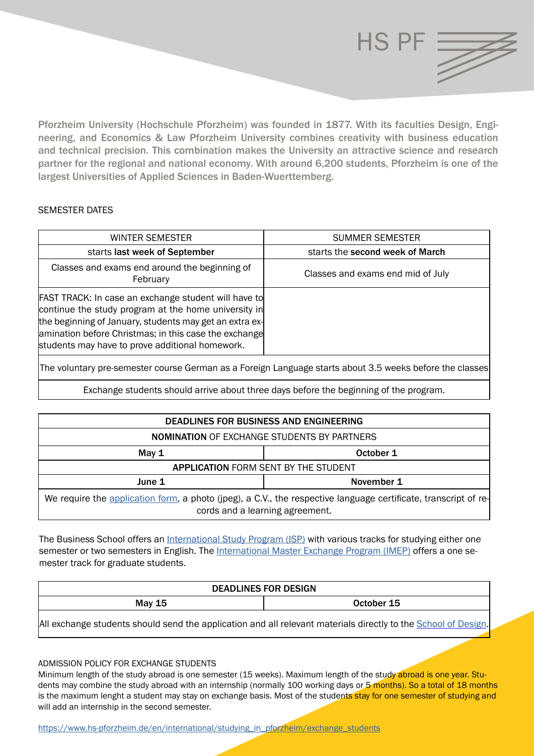Pforzheim University (Hochschule Pforzheim) was founded in 1877. With its faculties Design, Engineering, and Economics & Law Pforzheim University combines creativity with business education and technical precision. This combination makes the University an attractive science and research partner for the regional and national economy. With around 6,200 students, Pforzheim is one of the largest Universities of Applied Sciences in Baden-Wuerttemberg.

## SEMESTER DATES

| WINTER SEMESTER | SUMMER SEMESTER |
|---|---|
| starts **last week of September** | starts the **second week of March** |
| Classes and exams end around the beginning of February | Classes and exams end mid of July |
| FAST TRACK: In case an exchange student will have to continue the study program at the home university in the beginning of January, students may get an extra examination before Christmas; in this case the exchange students may have to prove additional homework. | |
| The voluntary pre-semester course German as a Foreign Language starts about 3.5 weeks before the classes | |
| Exchange students should arrive about three days before the beginning of the program. | |

| DEADLINES FOR BUSINESS AND ENGINEERING | |
|---|---|
| **NOMINATION** OF EXCHANGE STUDENTS BY PARTNERS | |
| **May 1** | **October 1** |
| **APPLICATION** FORM SENT BY THE STUDENT | |
| **June 1** | **November 1** |
| We require the application form, a photo (jpeg), a C.V., the respective language certificate, transcript of records and a learning agreement. | |

The Business School offers an International Study Program (ISP) with various tracks for studying either one semester or two semesters in English. The International Master Exchange Program (IMEP) offers a one semester track for graduate students.

| DEADLINES FOR DESIGN | |
|---|---|
| **May 15** | **October 15** |
| All exchange students should send the application and all relevant materials directly to the School of Design. | |

## ADMISSION POLICY FOR EXCHANGE STUDENTS

Minimum length of the study abroad is one semester (15 weeks). Maximum length of the study abroad is one year. Students may combine the study abroad with an internship (normally 100 working days or 5 months). So a total of 18 months is the maximum lenght a student may stay on exchange basis. Most of the students stay for one semester of studying and will add an internship in the second semester.

https://www.hs-pforzheim.de/en/international/studying_in_pforzheim/exchange_students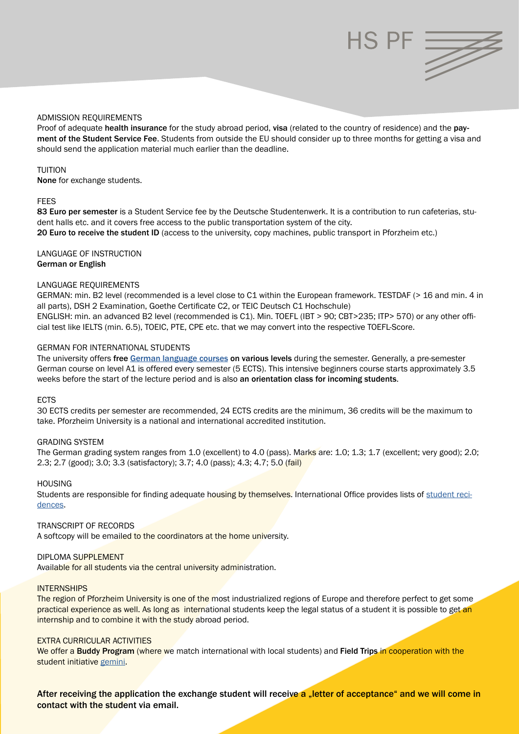## ADMISSION REQUIREMENTS

Proof of adequate **health insurance** for the study abroad period, **visa** (related to the country of residence) and the **payment of the Student Service Fee**. Students from outside the EU should consider up to three months for getting a visa and should send the application material much earlier than the deadline.

## TUITION

**None** for exchange students.

## FEES

**83 Euro per semester** is a Student Service fee by the Deutsche Studentenwerk. It is a contribution to run cafeterias, student halls etc. and it covers free access to the public transportation system of the city.
**20 Euro to receive the student ID** (access to the university, copy machines, public transport in Pforzheim etc.)

## LANGUAGE OF INSTRUCTION

**German or English**

## LANGUAGE REQUIREMENTS

GERMAN: min. B2 level (recommended is a level close to C1 within the European framework. TESTDAF (> 16 and min. 4 in all parts), DSH 2 Examination, Goethe Certificate C2, or TEIC Deutsch C1 Hochschule)
ENGLISH: min. an advanced B2 level (recommended is C1). Min. TOEFL (IBT > 90; CBT>235; ITP> 570) or any other official test like IELTS (min. 6.5), TOEIC, PTE, CPE etc. that we may convert into the respective TOEFL-Score.

## GERMAN FOR INTERNATIONAL STUDENTS

The university offers **free German language courses on various levels** during the semester. Generally, a pre-semester German course on level A1 is offered every semester (5 ECTS). This intensive beginners course starts approximately 3.5 weeks before the start of the lecture period and is also **an orientation class for incoming students**.

## ECTS

30 ECTS credits per semester are recommended, 24 ECTS credits are the minimum, 36 credits will be the maximum to take. Pforzheim University is a national and international accredited institution.

## GRADING SYSTEM

The German grading system ranges from 1.0 (excellent) to 4.0 (pass). Marks are: 1.0; 1.3; 1.7 (excellent; very good); 2.0; 2.3; 2.7 (good); 3.0; 3.3 (satisfactory); 3.7; 4.0 (pass); 4.3; 4.7; 5.0 (fail)

## HOUSING

Students are responsible for finding adequate housing by themselves. International Office provides lists of student recidences.

## TRANSCRIPT OF RECORDS

A softcopy will be emailed to the coordinators at the home university.

## DIPLOMA SUPPLEMENT

Available for all students via the central university administration.

## INTERNSHIPS

The region of Pforzheim University is one of the most industrialized regions of Europe and therefore perfect to get some practical experience as well. As long as international students keep the legal status of a student it is possible to get an internship and to combine it with the study abroad period.

## EXTRA CURRICULAR ACTIVITIES

We offer a **Buddy Program** (where we match international with local students) and **Field Trips** in cooperation with the student initiative gemini.

**After receiving the application the exchange student will receive a „letter of acceptance" and we will come in contact with the student via email.**